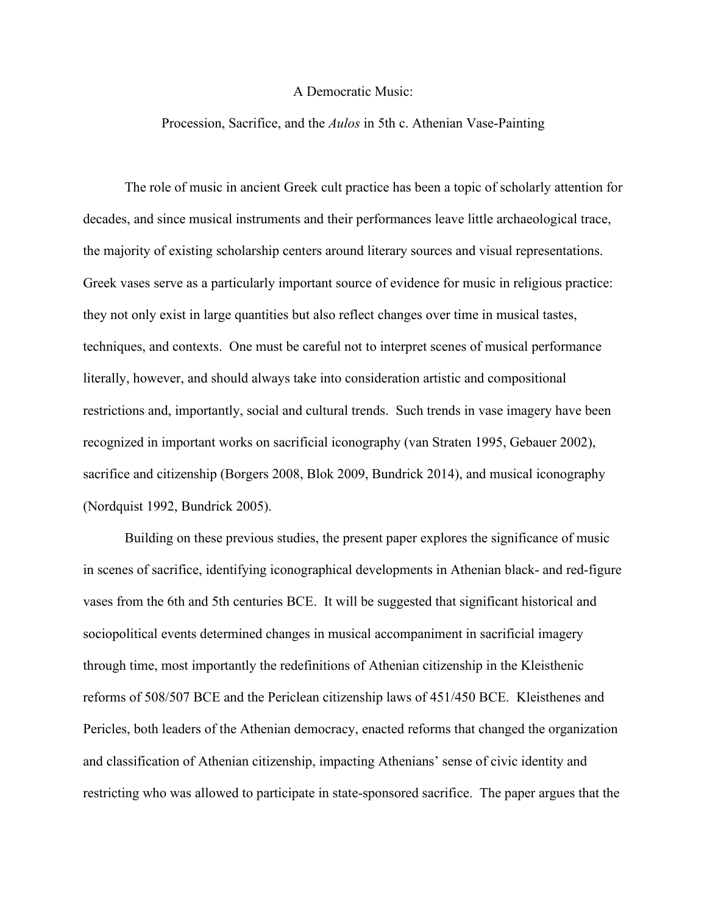# A Democratic Music:

## Procession, Sacrifice, and the *Aulos* in 5th c. Athenian Vase-Painting

The role of music in ancient Greek cult practice has been a topic of scholarly attention for decades, and since musical instruments and their performances leave little archaeological trace, the majority of existing scholarship centers around literary sources and visual representations. Greek vases serve as a particularly important source of evidence for music in religious practice: they not only exist in large quantities but also reflect changes over time in musical tastes, techniques, and contexts. One must be careful not to interpret scenes of musical performance literally, however, and should always take into consideration artistic and compositional restrictions and, importantly, social and cultural trends. Such trends in vase imagery have been recognized in important works on sacrificial iconography (van Straten 1995, Gebauer 2002), sacrifice and citizenship (Borgers 2008, Blok 2009, Bundrick 2014), and musical iconography (Nordquist 1992, Bundrick 2005).

Building on these previous studies, the present paper explores the significance of music in scenes of sacrifice, identifying iconographical developments in Athenian black- and red-figure vases from the 6th and 5th centuries BCE. It will be suggested that significant historical and sociopolitical events determined changes in musical accompaniment in sacrificial imagery through time, most importantly the redefinitions of Athenian citizenship in the Kleisthenic reforms of 508/507 BCE and the Periclean citizenship laws of 451/450 BCE. Kleisthenes and Pericles, both leaders of the Athenian democracy, enacted reforms that changed the organization and classification of Athenian citizenship, impacting Athenians' sense of civic identity and restricting who was allowed to participate in state-sponsored sacrifice. The paper argues that the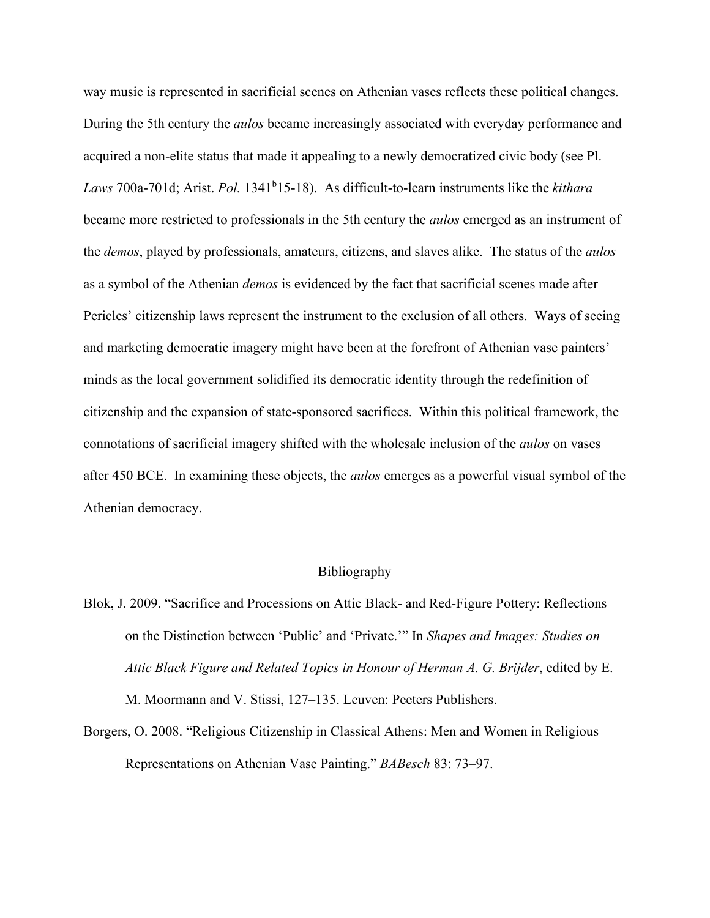way music is represented in sacrificial scenes on Athenian vases reflects these political changes. During the 5th century the *aulos* became increasingly associated with everyday performance and acquired a non-elite status that made it appealing to a newly democratized civic body (see Pl. *Laws* 700a-701d; Arist. *Pol.* 1341$^{b}$15-18). As difficult-to-learn instruments like the *kithara* became more restricted to professionals in the 5th century the *aulos* emerged as an instrument of the *demos*, played by professionals, amateurs, citizens, and slaves alike. The status of the *aulos* as a symbol of the Athenian *demos* is evidenced by the fact that sacrificial scenes made after Pericles' citizenship laws represent the instrument to the exclusion of all others. Ways of seeing and marketing democratic imagery might have been at the forefront of Athenian vase painters' minds as the local government solidified its democratic identity through the redefinition of citizenship and the expansion of state-sponsored sacrifices. Within this political framework, the connotations of sacrificial imagery shifted with the wholesale inclusion of the *aulos* on vases after 450 BCE. In examining these objects, the *aulos* emerges as a powerful visual symbol of the Athenian democracy.

## Bibliography

Blok, J. 2009. "Sacrifice and Processions on Attic Black- and Red-Figure Pottery: Reflections on the Distinction between 'Public' and 'Private.'" In *Shapes and Images: Studies on Attic Black Figure and Related Topics in Honour of Herman A. G. Brijder*, edited by E. M. Moormann and V. Stissi, 127–135. Leuven: Peeters Publishers.

Borgers, O. 2008. "Religious Citizenship in Classical Athens: Men and Women in Religious Representations on Athenian Vase Painting." *BABesch* 83: 73–97.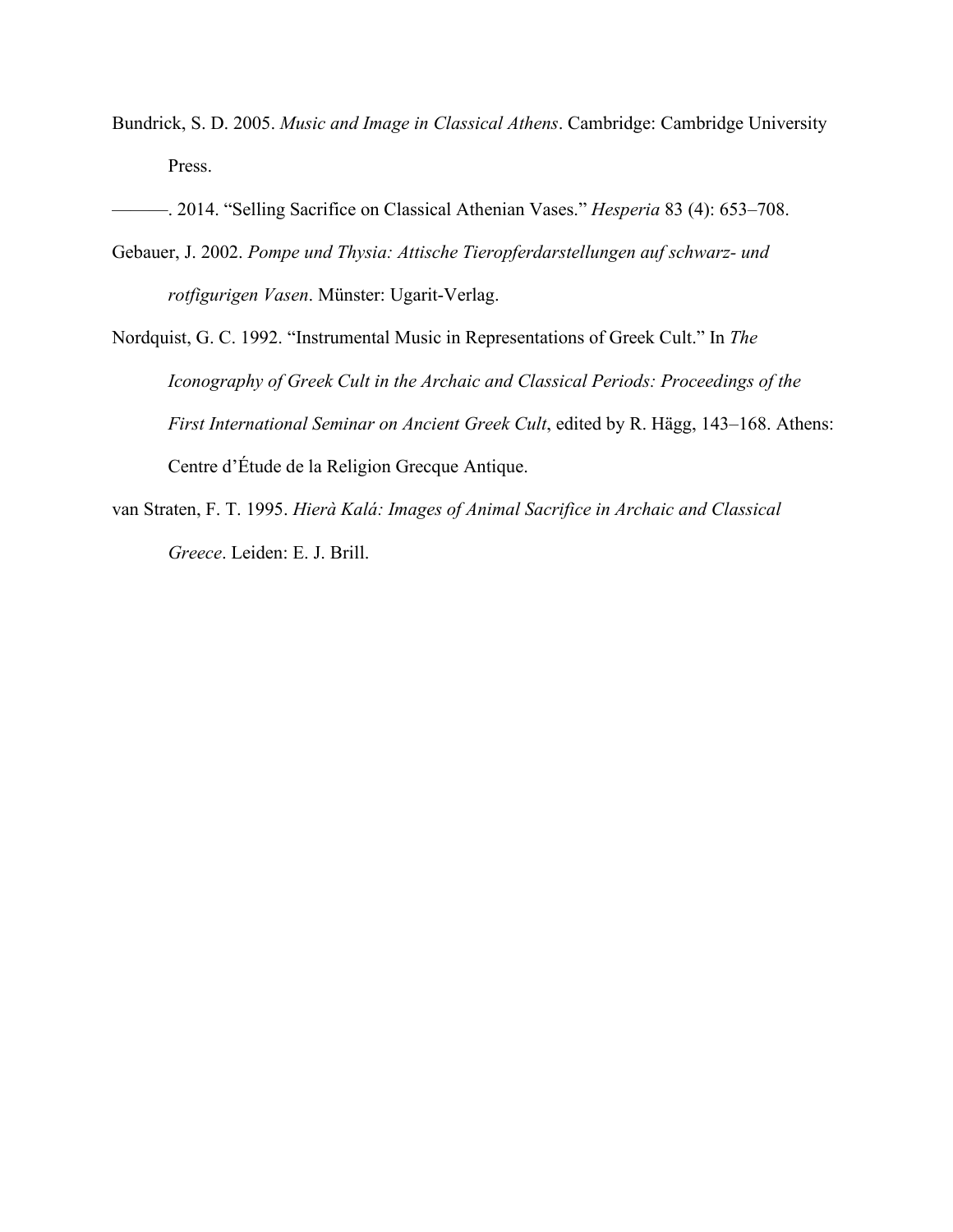Bundrick, S. D. 2005. *Music and Image in Classical Athens*. Cambridge: Cambridge University Press.

———. 2014. “Selling Sacrifice on Classical Athenian Vases.” *Hesperia* 83 (4): 653–708.

Gebauer, J. 2002. *Pompe und Thysia: Attische Tieropferdarstellungen auf schwarz- und rotfigurigen Vasen*. Münster: Ugarit-Verlag.

Nordquist, G. C. 1992. “Instrumental Music in Representations of Greek Cult.” In *The Iconography of Greek Cult in the Archaic and Classical Periods: Proceedings of the First International Seminar on Ancient Greek Cult*, edited by R. Hägg, 143–168. Athens: Centre d’Étude de la Religion Grecque Antique.

van Straten, F. T. 1995. *Hierà Kalá: Images of Animal Sacrifice in Archaic and Classical Greece*. Leiden: E. J. Brill.